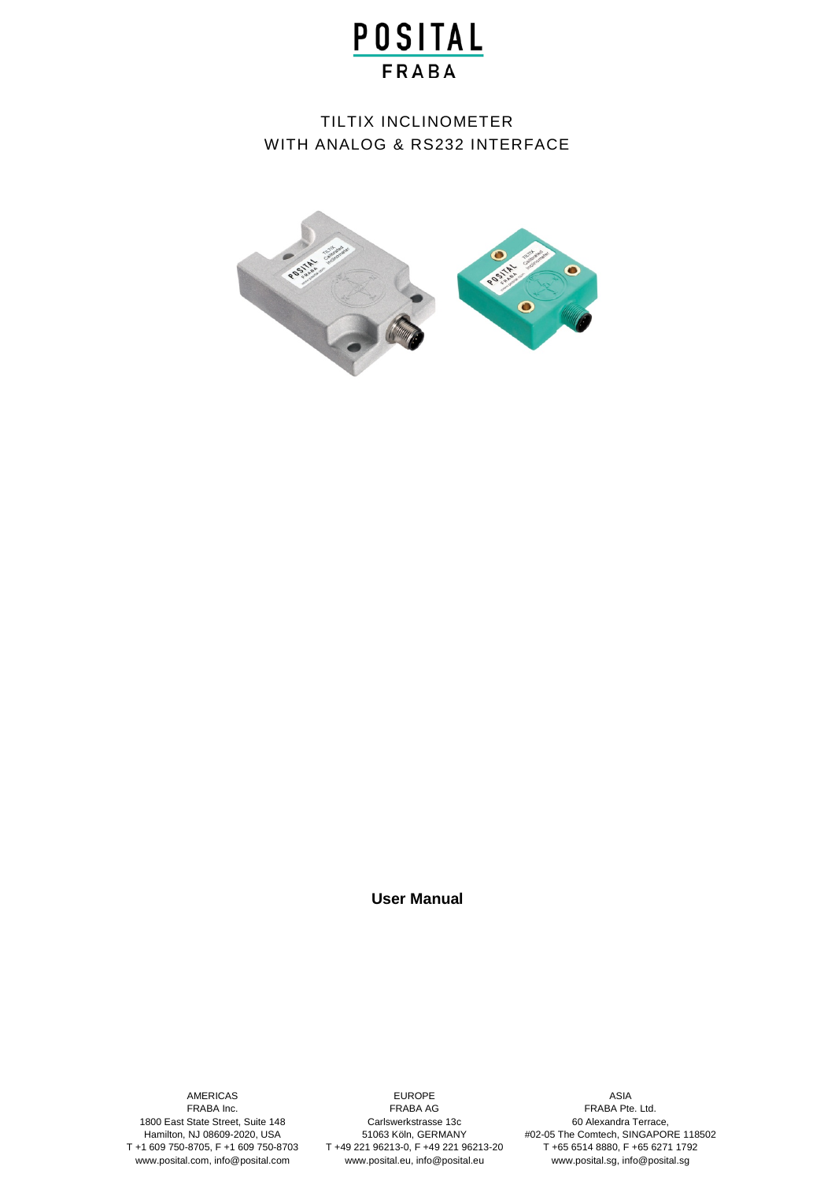POSITAL
FRABA

# TILTIX INCLINOMETER
# WITH ANALOG & RS232 INTERFACE

**User Manual**

AMERICAS
FRABA Inc.
1800 East State Street, Suite 148
Hamilton, NJ 08609-2020, USA
T +1 609 750-8705, F +1 609 750-8703
www.posital.com, info@posital.com

EUROPE
FRABA AG
Carlswerkstrasse 13c
51063 Köln, GERMANY
T +49 221 96213-0, F +49 221 96213-20
www.posital.eu, info@posital.eu

ASIA
FRABA Pte. Ltd.
60 Alexandra Terrace,
#02-05 The Comtech, SINGAPORE 118502
T +65 6514 8880, F +65 6271 1792
www.posital.sg, info@posital.sg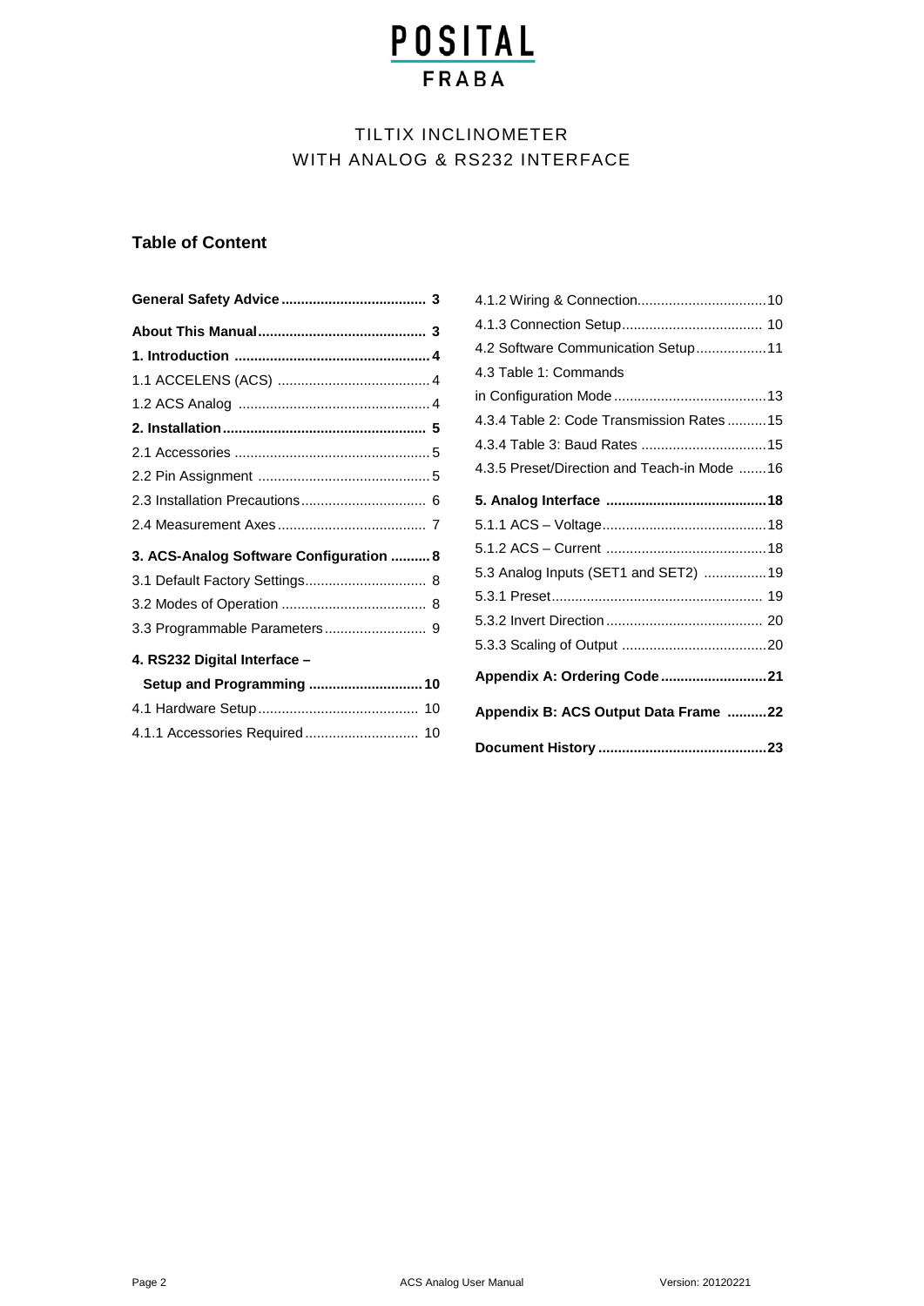POSITAL FRABA

TILTIX INCLINOMETER
WITH ANALOG & RS232 INTERFACE

## Table of Content

**General Safety Advice** .................................... 3

**About This Manual** .......................................... 3

**1. Introduction** .................................................. 4

1.1 ACCELENS (ACS) ....................................... 4

1.2 ACS Analog ................................................. 4

**2. Installation** .................................................... 5

2.1 Accessories .................................................. 5

2.2 Pin Assignment ............................................ 5

2.3 Installation Precautions ................................ 6

2.4 Measurement Axes ....................................... 7

**3. ACS-Analog Software Configuration** .......... 8

3.1 Default Factory Settings ............................... 8

3.2 Modes of Operation ...................................... 8

3.3 Programmable Parameters .......................... 9

**4. RS232 Digital Interface – Setup and Programming** ............................ 10

4.1 Hardware Setup ......................................... 10

4.1.1 Accessories Required ............................. 10

4.1.2 Wiring & Connection ................................ 10

4.1.3 Connection Setup .................................... 10

4.2 Software Communication Setup .................. 11

4.3 Table 1: Commands in Configuration Mode ....................................... 13

4.3.4 Table 2: Code Transmission Rates .......... 15

4.3.4 Table 3: Baud Rates ................................ 15

4.3.5 Preset/Direction and Teach-in Mode ....... 16

**5. Analog Interface** .......................................... 18

5.1.1 ACS – Voltage .......................................... 18

5.1.2 ACS – Current ......................................... 18

5.3 Analog Inputs (SET1 and SET2) ................ 19

5.3.1 Preset ...................................................... 19

5.3.2 Invert Direction ........................................ 20

5.3.3 Scaling of Output ..................................... 20

**Appendix A: Ordering Code** ........................... 21

**Appendix B: ACS Output Data Frame** .......... 22

**Document History** ........................................... 23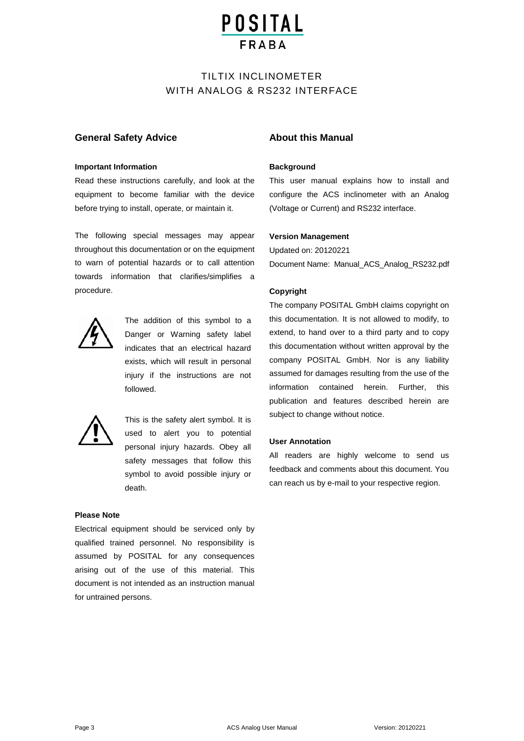# TILTIX INCLINOMETER
# WITH ANALOG & RS232 INTERFACE

## General Safety Advice

### Important Information

Read these instructions carefully, and look at the equipment to become familiar with the device before trying to install, operate, or maintain it.

The following special messages may appear throughout this documentation or on the equipment to warn of potential hazards or to call attention towards information that clarifies/simplifies a procedure.

The addition of this symbol to a Danger or Warning safety label indicates that an electrical hazard exists, which will result in personal injury if the instructions are not followed.

This is the safety alert symbol. It is used to alert you to potential personal injury hazards. Obey all safety messages that follow this symbol to avoid possible injury or death.

### Please Note

Electrical equipment should be serviced only by qualified trained personnel. No responsibility is assumed by POSITAL for any consequences arising out of the use of this material. This document is not intended as an instruction manual for untrained persons.

## About this Manual

### Background

This user manual explains how to install and configure the ACS inclinometer with an Analog (Voltage or Current) and RS232 interface.

### Version Management

Updated on: 20120221

Document Name: Manual_ACS_Analog_RS232.pdf

### Copyright

The company POSITAL GmbH claims copyright on this documentation. It is not allowed to modify, to extend, to hand over to a third party and to copy this documentation without written approval by the company POSITAL GmbH. Nor is any liability assumed for damages resulting from the use of the information contained herein. Further, this publication and features described herein are subject to change without notice.

### User Annotation

All readers are highly welcome to send us feedback and comments about this document. You can reach us by e-mail to your respective region.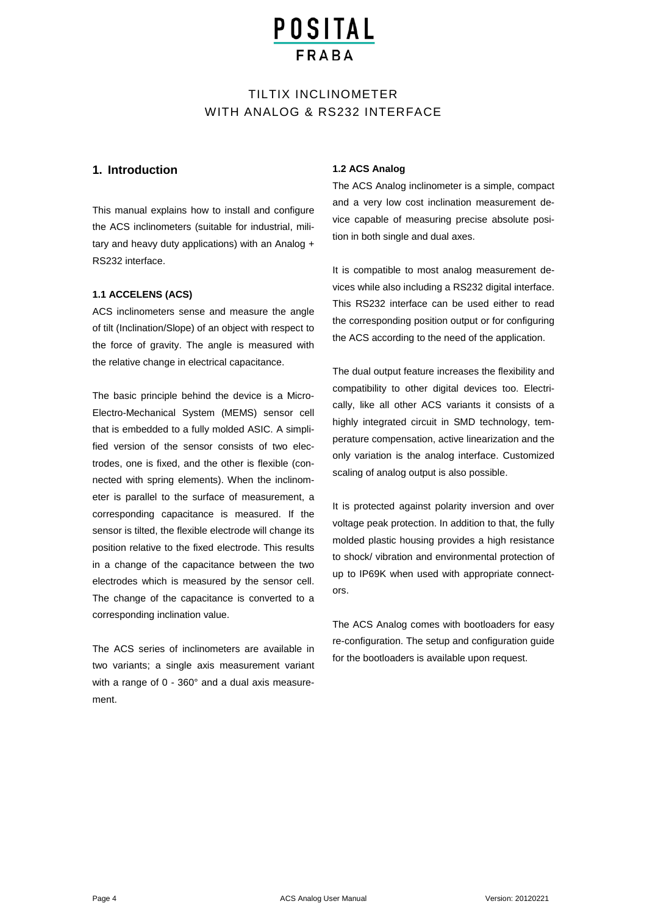# TILTIX INCLINOMETER
# WITH ANALOG & RS232 INTERFACE

## 1. Introduction

This manual explains how to install and configure the ACS inclinometers (suitable for industrial, military and heavy duty applications) with an Analog + RS232 interface.

### 1.1 ACCELENS (ACS)

ACS inclinometers sense and measure the angle of tilt (Inclination/Slope) of an object with respect to the force of gravity. The angle is measured with the relative change in electrical capacitance.

The basic principle behind the device is a Micro-Electro-Mechanical System (MEMS) sensor cell that is embedded to a fully molded ASIC. A simplified version of the sensor consists of two electrodes, one is fixed, and the other is flexible (connected with spring elements). When the inclinometer is parallel to the surface of measurement, a corresponding capacitance is measured. If the sensor is tilted, the flexible electrode will change its position relative to the fixed electrode. This results in a change of the capacitance between the two electrodes which is measured by the sensor cell. The change of the capacitance is converted to a corresponding inclination value.

The ACS series of inclinometers are available in two variants; a single axis measurement variant with a range of 0 - 360° and a dual axis measurement.

### 1.2 ACS Analog

The ACS Analog inclinometer is a simple, compact and a very low cost inclination measurement device capable of measuring precise absolute position in both single and dual axes.

It is compatible to most analog measurement devices while also including a RS232 digital interface. This RS232 interface can be used either to read the corresponding position output or for configuring the ACS according to the need of the application.

The dual output feature increases the flexibility and compatibility to other digital devices too. Electrically, like all other ACS variants it consists of a highly integrated circuit in SMD technology, temperature compensation, active linearization and the only variation is the analog interface. Customized scaling of analog output is also possible.

It is protected against polarity inversion and over voltage peak protection. In addition to that, the fully molded plastic housing provides a high resistance to shock/ vibration and environmental protection of up to IP69K when used with appropriate connectors.

The ACS Analog comes with bootloaders for easy re-configuration. The setup and configuration guide for the bootloaders is available upon request.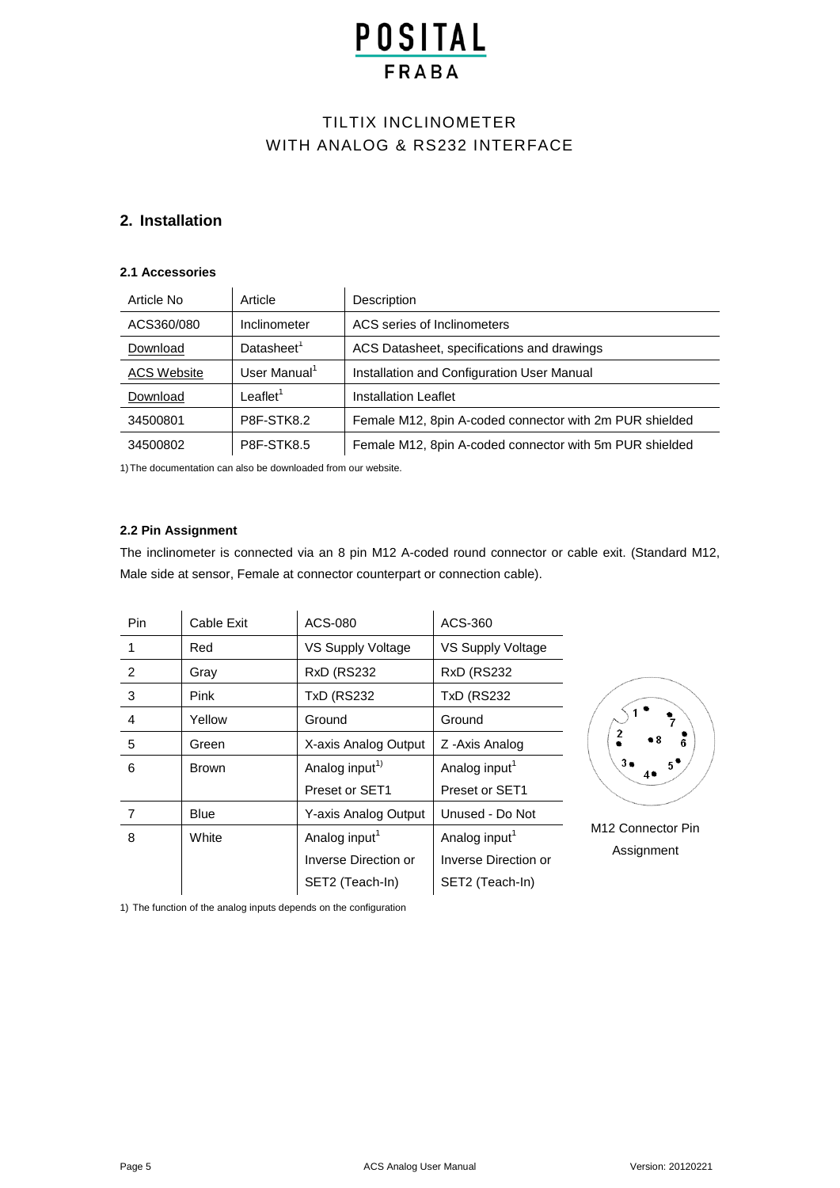# POSITAL FRABA

TILTIX INCLINOMETER
WITH ANALOG & RS232 INTERFACE

## 2. Installation

### 2.1 Accessories

| Article No | Article | Description |
|---|---|---|
| ACS360/080 | Inclinometer | ACS series of Inclinometers |
| Download | Datasheet[1] | ACS Datasheet, specifications and drawings |
| ACS Website | User Manual[1] | Installation and Configuration User Manual |
| Download | Leaflet[1] | Installation Leaflet |
| 34500801 | P8F-STK8.2 | Female M12, 8pin A-coded connector with 2m PUR shielded |
| 34500802 | P8F-STK8.5 | Female M12, 8pin A-coded connector with 5m PUR shielded |

1) The documentation can also be downloaded from our website.

### 2.2 Pin Assignment

The inclinometer is connected via an 8 pin M12 A-coded round connector or cable exit. (Standard M12, Male side at sensor, Female at connector counterpart or connection cable).

| Pin | Cable Exit | ACS-080 | ACS-360 |
|---|---|---|---|
| 1 | Red | VS Supply Voltage | VS Supply Voltage |
| 2 | Gray | RxD (RS232 | RxD (RS232 |
| 3 | Pink | TxD (RS232 | TxD (RS232 |
| 4 | Yellow | Ground | Ground |
| 5 | Green | X-axis Analog Output | Z -Axis Analog |
| 6 | Brown | Analog input[1)] Preset or SET1 | Analog input[1] Preset or SET1 |
| 7 | Blue | Y-axis Analog Output | Unused - Do Not |
| 8 | White | Analog input[1] Inverse Direction or SET2 (Teach-In) | Analog input[1] Inverse Direction or SET2 (Teach-In) |

M12 Connector Pin Assignment

1) The function of the analog inputs depends on the configuration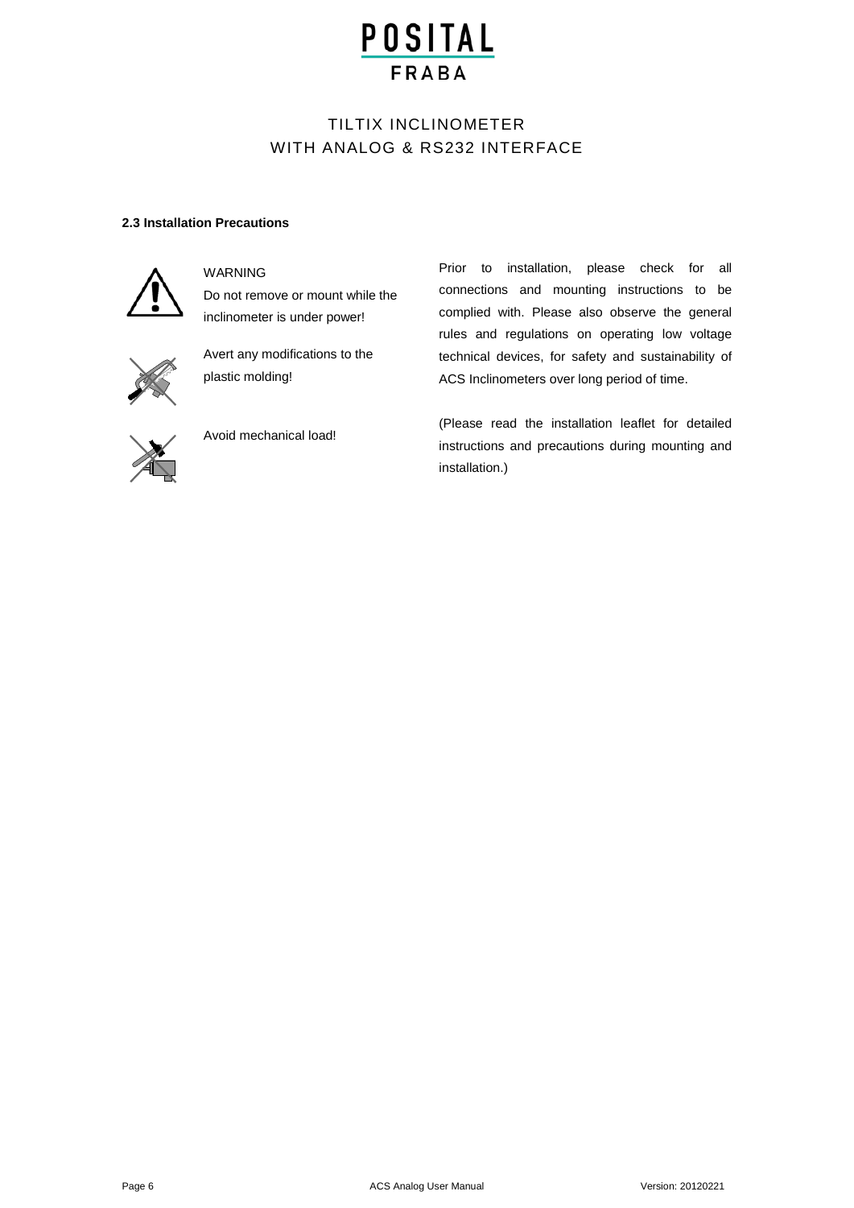### 2.3 Installation Precautions

WARNING

Do not remove or mount while the inclinometer is under power!

Avert any modifications to the plastic molding!

Avoid mechanical load!

Prior to installation, please check for all connections and mounting instructions to be complied with. Please also observe the general rules and regulations on operating low voltage technical devices, for safety and sustainability of ACS Inclinometers over long period of time.

(Please read the installation leaflet for detailed instructions and precautions during mounting and installation.)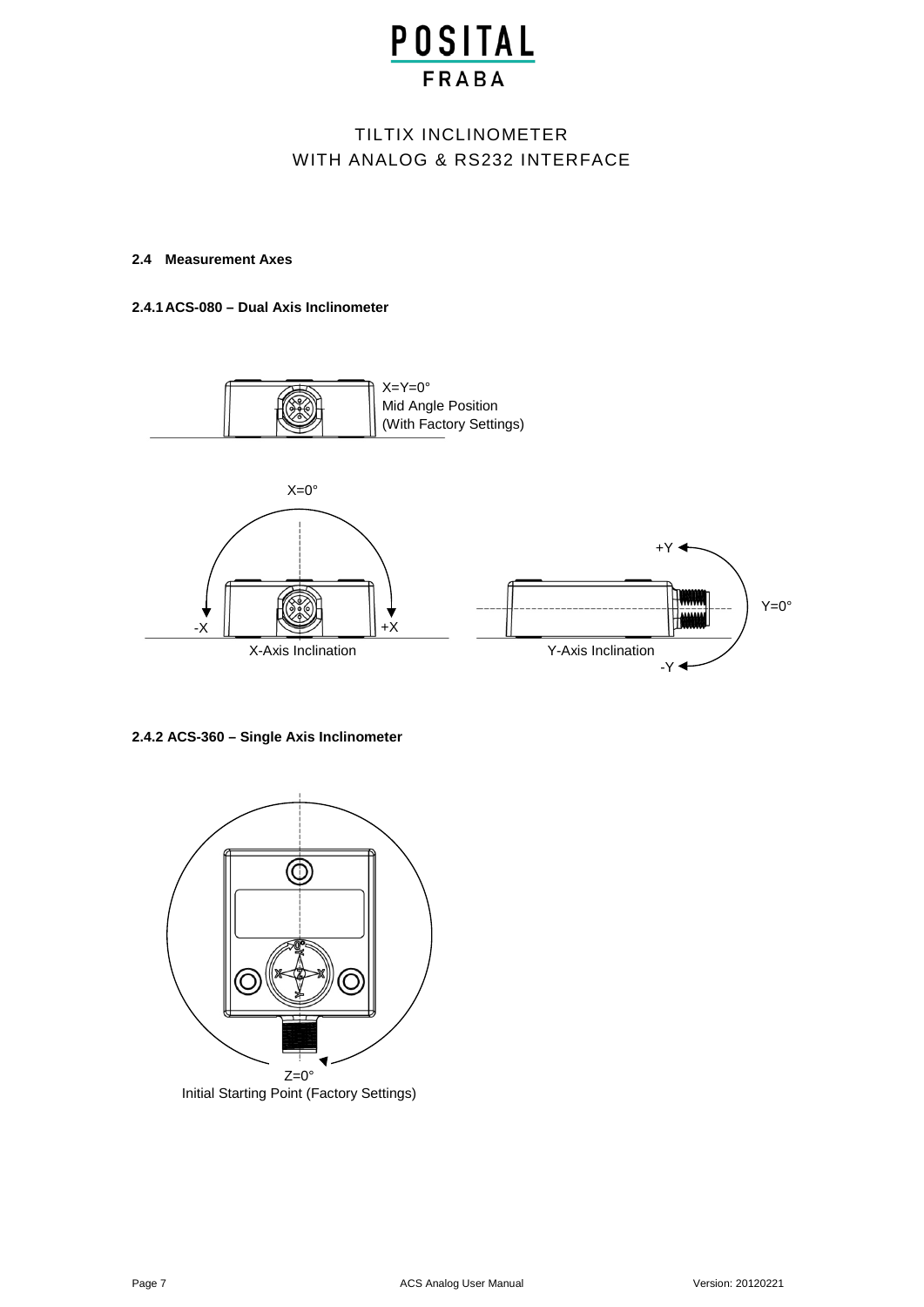### 2.4 Measurement Axes

#### 2.4.1 ACS-080 – Dual Axis Inclinometer

X=Y=0°
Mid Angle Position
(With Factory Settings)

X=0°

-X +X

X-Axis Inclination

+Y

Y=0°

-Y

Y-Axis Inclination

#### 2.4.2 ACS-360 – Single Axis Inclinometer

Z=0°
Initial Starting Point (Factory Settings)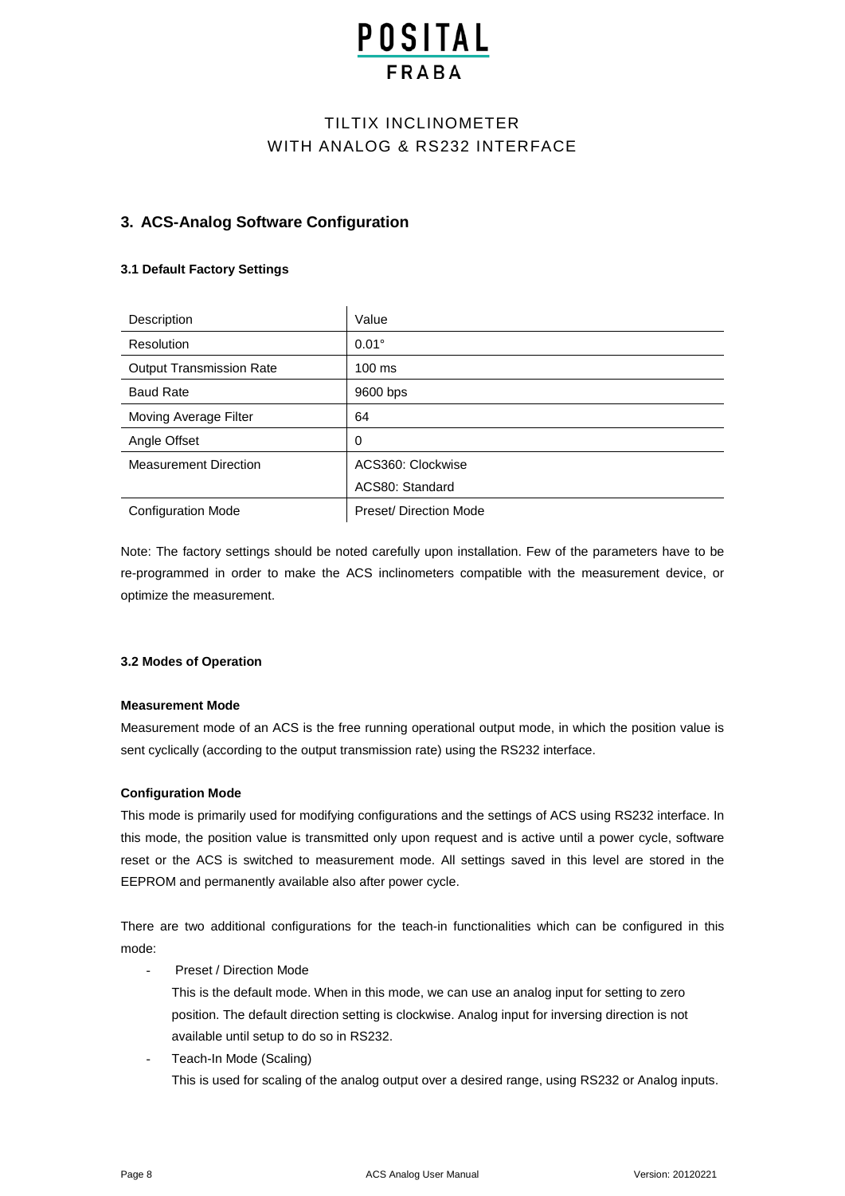## 3. ACS-Analog Software Configuration

### 3.1 Default Factory Settings

| Description | Value |
|---|---|
| Resolution | 0.01° |
| Output Transmission Rate | 100 ms |
| Baud Rate | 9600 bps |
| Moving Average Filter | 64 |
| Angle Offset | 0 |
| Measurement Direction | ACS360: Clockwise<br>ACS80: Standard |
| Configuration Mode | Preset/ Direction Mode |

Note: The factory settings should be noted carefully upon installation. Few of the parameters have to be re-programmed in order to make the ACS inclinometers compatible with the measurement device, or optimize the measurement.

### 3.2 Modes of Operation

**Measurement Mode**

Measurement mode of an ACS is the free running operational output mode, in which the position value is sent cyclically (according to the output transmission rate) using the RS232 interface.

**Configuration Mode**

This mode is primarily used for modifying configurations and the settings of ACS using RS232 interface. In this mode, the position value is transmitted only upon request and is active until a power cycle, software reset or the ACS is switched to measurement mode. All settings saved in this level are stored in the EEPROM and permanently available also after power cycle.

There are two additional configurations for the teach-in functionalities which can be configured in this mode:

- Preset / Direction Mode

  This is the default mode. When in this mode, we can use an analog input for setting to zero position. The default direction setting is clockwise. Analog input for inversing direction is not available until setup to do so in RS232.

- Teach-In Mode (Scaling)

  This is used for scaling of the analog output over a desired range, using RS232 or Analog inputs.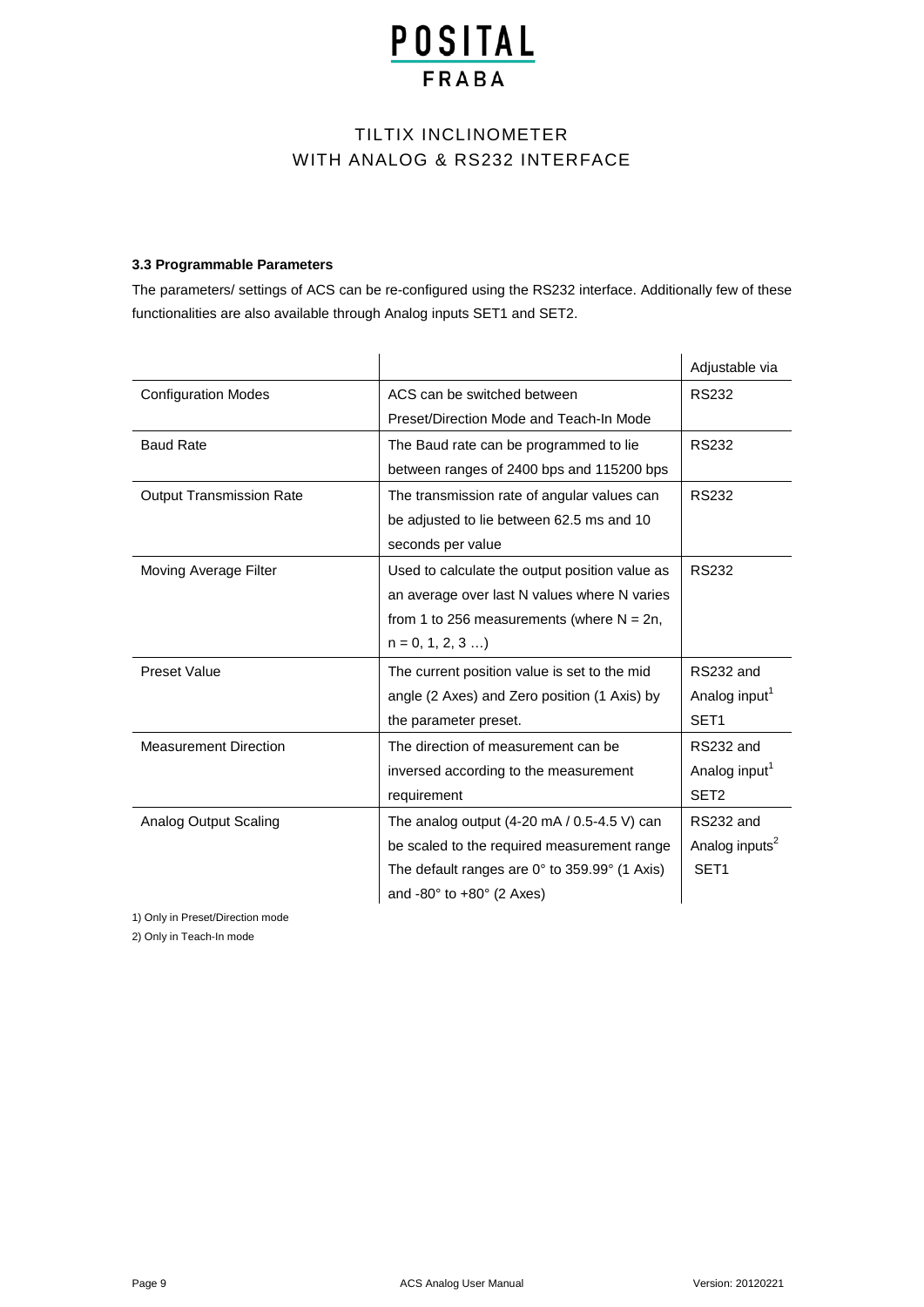### 3.3 Programmable Parameters

The parameters/ settings of ACS can be re-configured using the RS232 interface. Additionally few of these functionalities are also available through Analog inputs SET1 and SET2.

| | | Adjustable via |
|---|---|---|
| Configuration Modes | ACS can be switched between Preset/Direction Mode and Teach-In Mode | RS232 |
| Baud Rate | The Baud rate can be programmed to lie between ranges of 2400 bps and 115200 bps | RS232 |
| Output Transmission Rate | The transmission rate of angular values can be adjusted to lie between 62.5 ms and 10 seconds per value | RS232 |
| Moving Average Filter | Used to calculate the output position value as an average over last N values where N varies from 1 to 256 measurements (where N = 2n, n = 0, 1, 2, 3 …) | RS232 |
| Preset Value | The current position value is set to the mid angle (2 Axes) and Zero position (1 Axis) by the parameter preset. | RS232 and Analog input[1] SET1 |
| Measurement Direction | The direction of measurement can be inversed according to the measurement requirement | RS232 and Analog input[1] SET2 |
| Analog Output Scaling | The analog output (4-20 mA / 0.5-4.5 V) can be scaled to the required measurement range The default ranges are 0° to 359.99° (1 Axis) and -80° to +80° (2 Axes) | RS232 and Analog inputs[2] SET1 |

1) Only in Preset/Direction mode

2) Only in Teach-In mode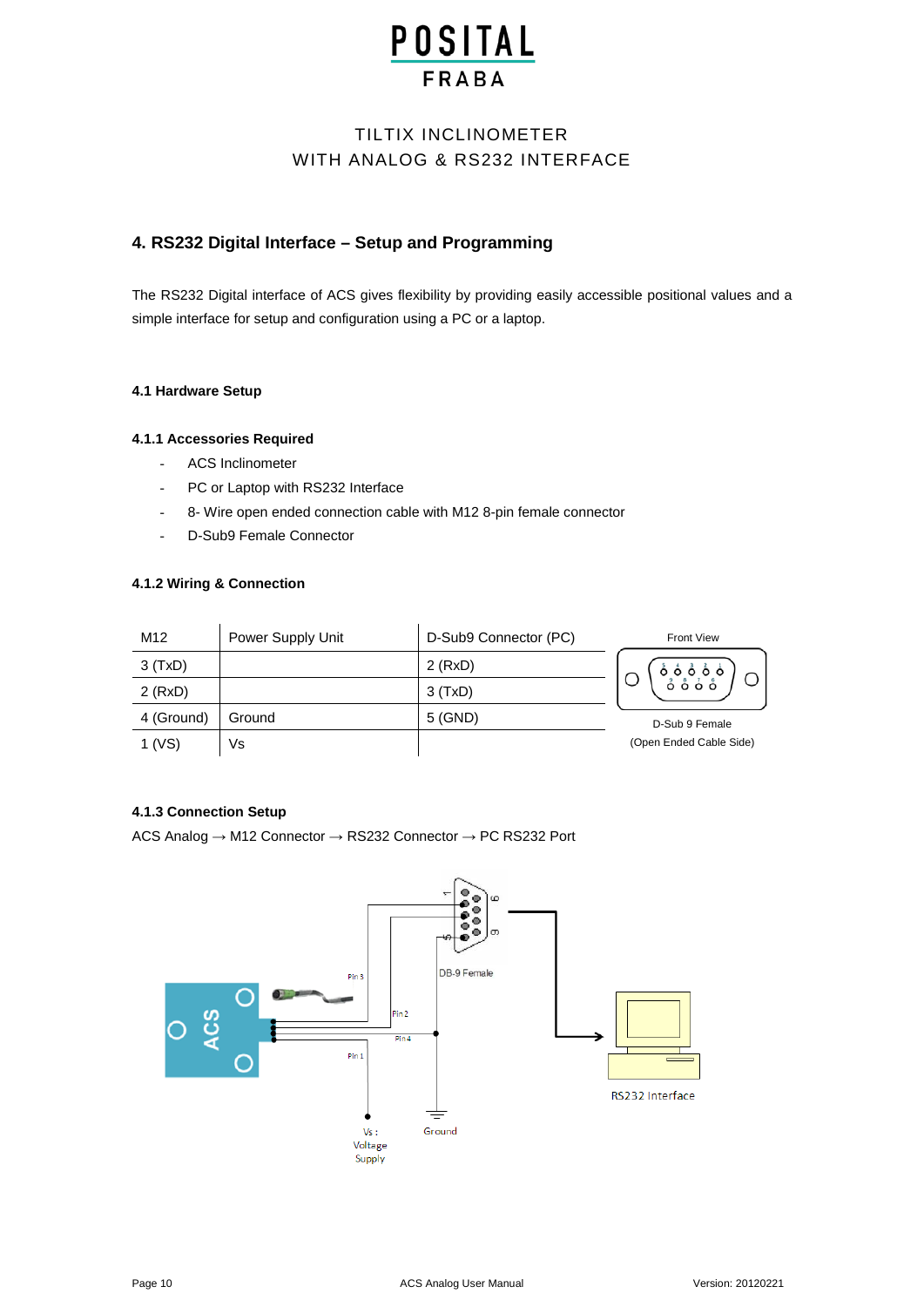# 4. RS232 Digital Interface – Setup and Programming

The RS232 Digital interface of ACS gives flexibility by providing easily accessible positional values and a simple interface for setup and configuration using a PC or a laptop.

## 4.1 Hardware Setup

### 4.1.1 Accessories Required

- ACS Inclinometer
- PC or Laptop with RS232 Interface
- 8- Wire open ended connection cable with M12 8-pin female connector
- D-Sub9 Female Connector

### 4.1.2 Wiring & Connection

| M12 | Power Supply Unit | D-Sub9 Connector (PC) |
|---|---|---|
| 3 (TxD) | | 2 (RxD) |
| 2 (RxD) | | 3 (TxD) |
| 4 (Ground) | Ground | 5 (GND) |
| 1 (VS) | Vs | |

Front View

D-Sub 9 Female
(Open Ended Cable Side)

### 4.1.3 Connection Setup

ACS Analog → M12 Connector → RS232 Connector → PC RS232 Port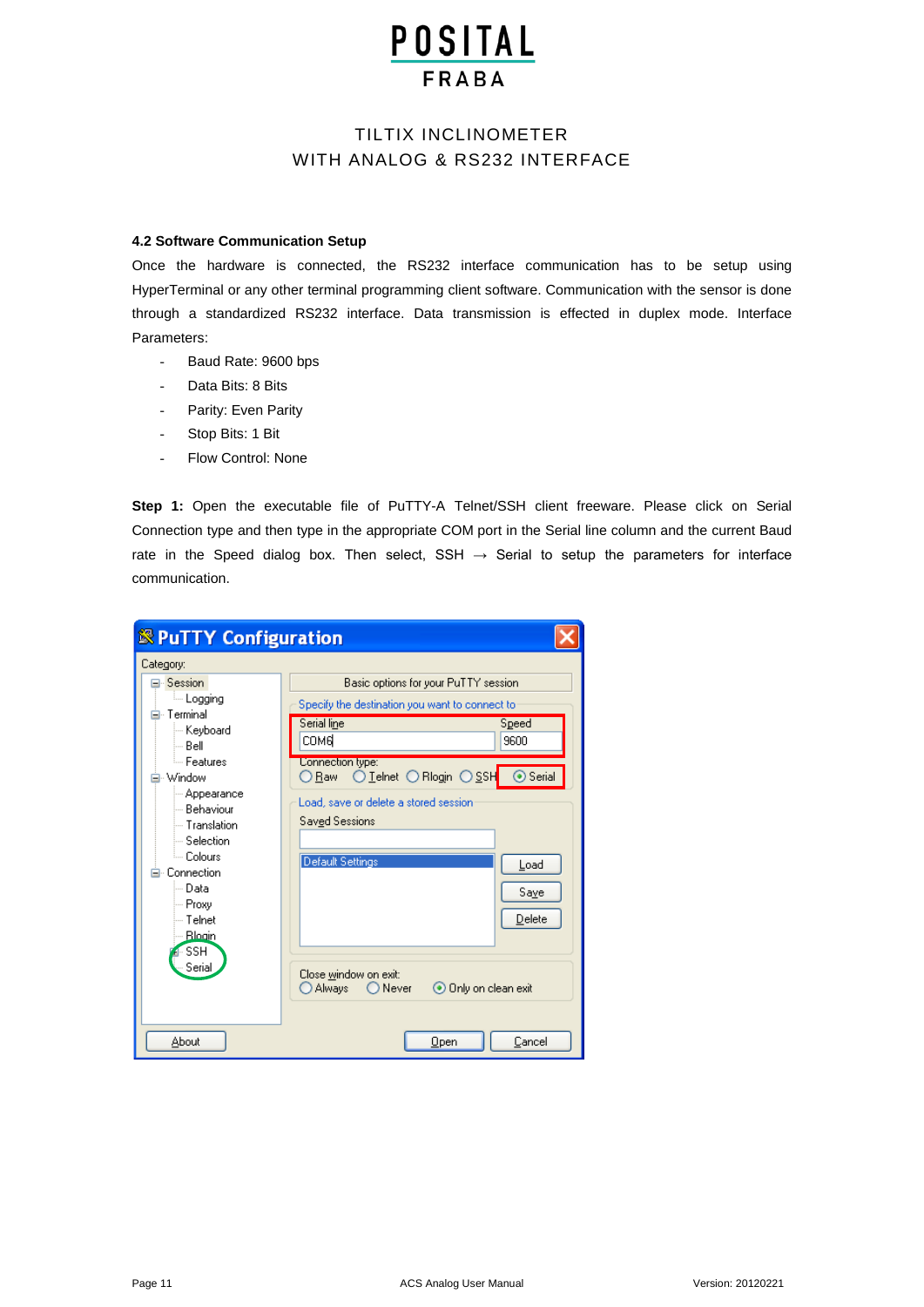## 4.2 Software Communication Setup

Once the hardware is connected, the RS232 interface communication has to be setup using HyperTerminal or any other terminal programming client software. Communication with the sensor is done through a standardized RS232 interface. Data transmission is effected in duplex mode. Interface Parameters:

- Baud Rate: 9600 bps
- Data Bits: 8 Bits
- Parity: Even Parity
- Stop Bits: 1 Bit
- Flow Control: None

**Step 1:** Open the executable file of PuTTY-A Telnet/SSH client freeware. Please click on Serial Connection type and then type in the appropriate COM port in the Serial line column and the current Baud rate in the Speed dialog box. Then select, SSH → Serial to setup the parameters for interface communication.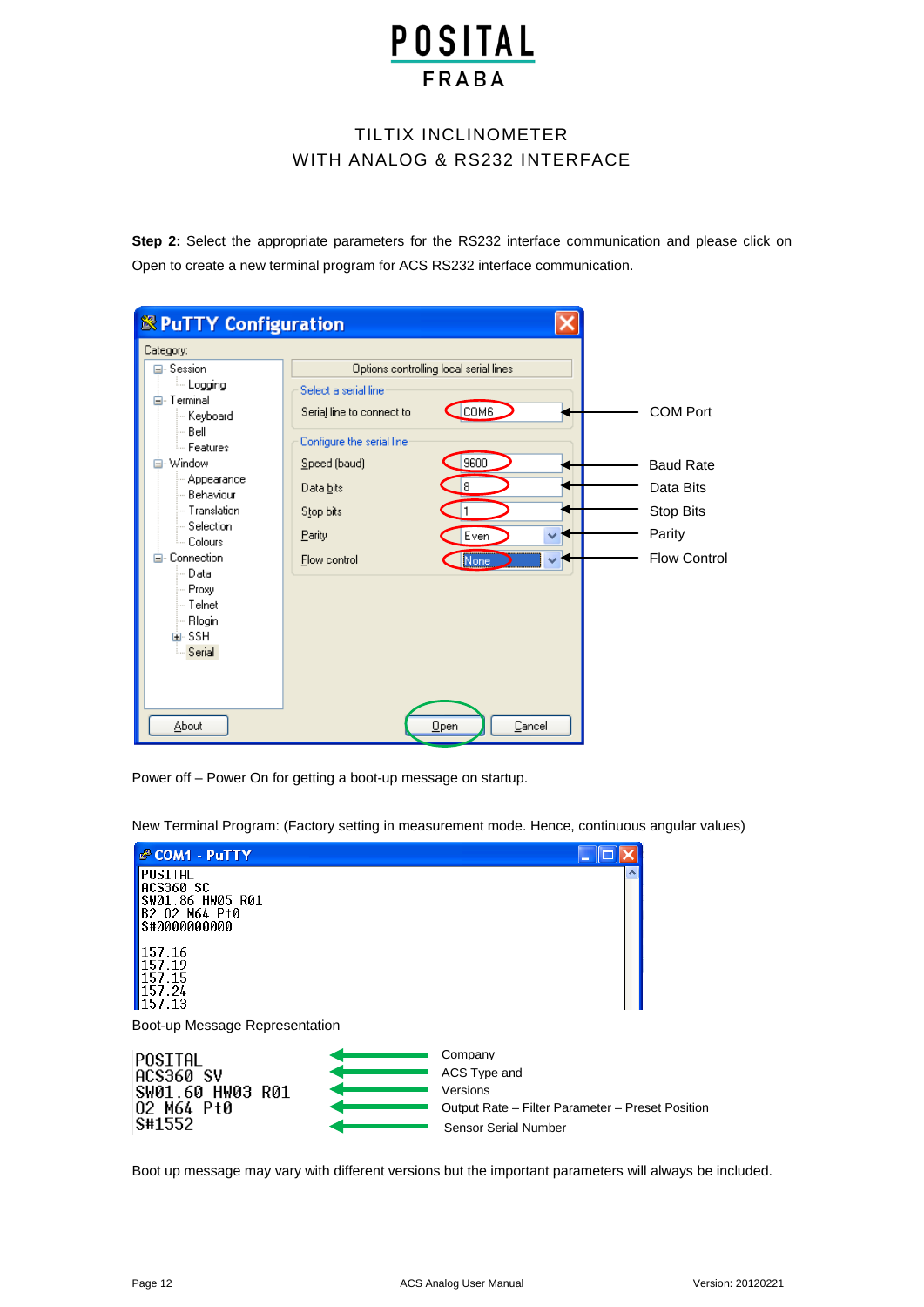# POSITAL FRABA

## TILTIX INCLINOMETER WITH ANALOG & RS232 INTERFACE

**Step 2:** Select the appropriate parameters for the RS232 interface communication and please click on Open to create a new terminal program for ACS RS232 interface communication.

| Parameter | Value |
|---|---|
| COM Port (Serial line to connect to) | COM6 |
| Baud Rate (Speed (baud)) | 9600 |
| Data Bits | 8 |
| Stop Bits | 1 |
| Parity | Even |
| Flow Control | None |

Power off – Power On for getting a boot-up message on startup.

New Terminal Program: (Factory setting in measurement mode. Hence, continuous angular values)

```
POSITAL
ACS360 SC
SW01.86 HW05 R01
B2 02 M64 Pt0
S#0000000000

157.16
157.19
157.15
157.24
157.13
```

Boot-up Message Representation

| Boot-up message | Meaning |
|---|---|
| POSITAL | Company |
| ACS360 SV | ACS Type and |
| SW01.60 HW03 R01 | Versions |
| 02 M64 Pt0 | Output Rate – Filter Parameter – Preset Position |
| S#1552 | Sensor Serial Number |

Boot up message may vary with different versions but the important parameters will always be included.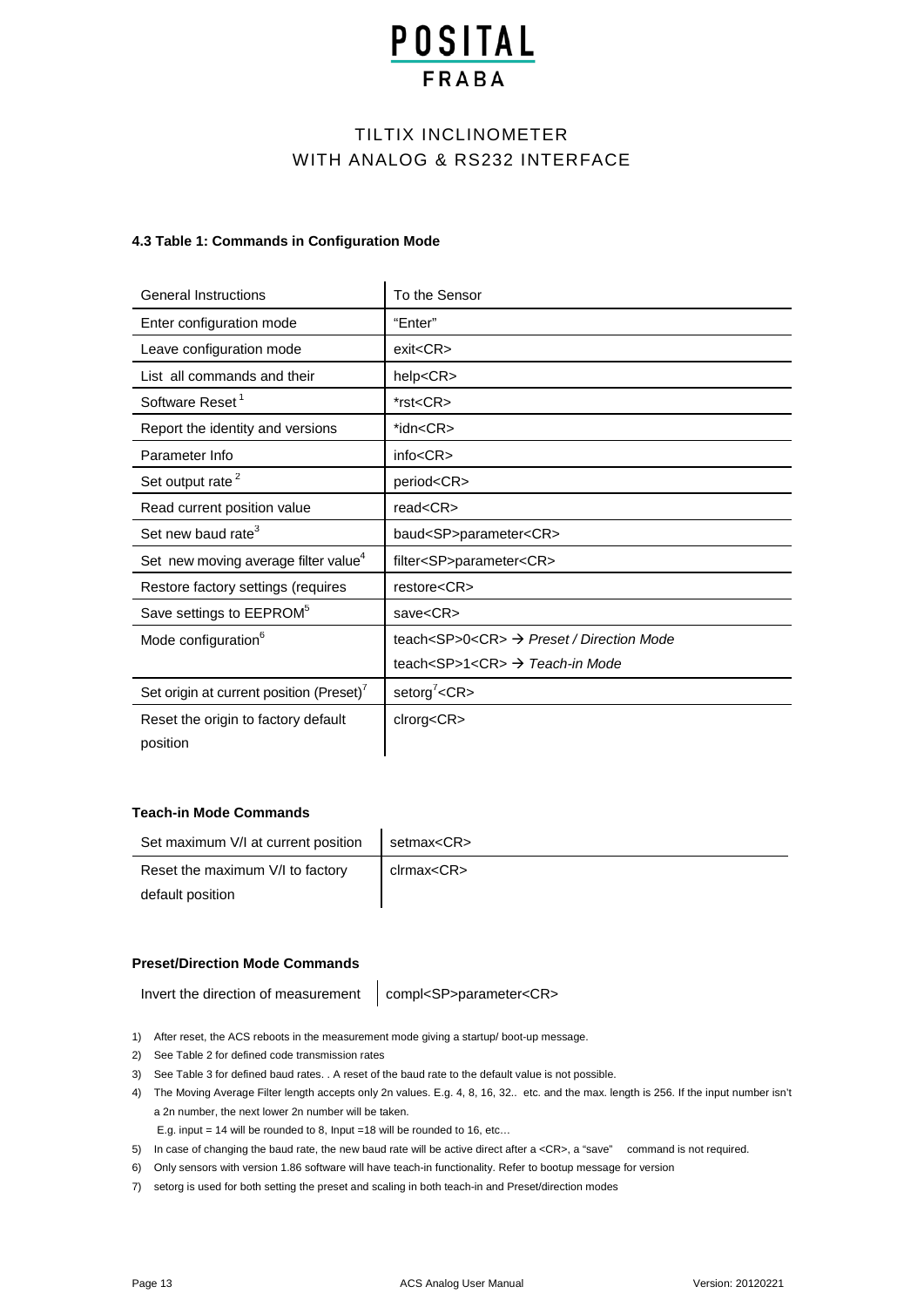# TILTIX INCLINOMETER
# WITH ANALOG & RS232 INTERFACE

#### 4.3 Table 1: Commands in Configuration Mode

| General Instructions | To the Sensor |
|---|---|
| Enter configuration mode | "Enter" |
| Leave configuration mode | exit<CR> |
| List all commands and their | help<CR> |
| Software Reset [1] | *rst<CR> |
| Report the identity and versions | *idn<CR> |
| Parameter Info | info<CR> |
| Set output rate [2] | period<CR> |
| Read current position value | read<CR> |
| Set new baud rate[3] | baud<SP>parameter<CR> |
| Set new moving average filter value[4] | filter<SP>parameter<CR> |
| Restore factory settings (requires | restore<CR> |
| Save settings to EEPROM[5] | save<CR> |
| Mode configuration[6] | teach<SP>0<CR> → *Preset / Direction Mode*<br>teach<SP>1<CR> → *Teach-in Mode* |
| Set origin at current position (Preset)[7] | setorg[7]<CR> |
| Reset the origin to factory default position | clrorg<CR> |

#### Teach-in Mode Commands

| | |
|---|---|
| Set maximum V/I at current position | setmax<CR> |
| Reset the maximum V/I to factory default position | clrmax<CR> |

#### Preset/Direction Mode Commands

| | |
|---|---|
| Invert the direction of measurement | compl<SP>parameter<CR> |

1) After reset, the ACS reboots in the measurement mode giving a startup/ boot-up message.
2) See Table 2 for defined code transmission rates
3) See Table 3 for defined baud rates. . A reset of the baud rate to the default value is not possible.
4) The Moving Average Filter length accepts only 2n values. E.g. 4, 8, 16, 32.. etc. and the max. length is 256. If the input number isn't a 2n number, the next lower 2n number will be taken.
   E.g. input = 14 will be rounded to 8, Input =18 will be rounded to 16, etc…
5) In case of changing the baud rate, the new baud rate will be active direct after a <CR>, a "save" command is not required.
6) Only sensors with version 1.86 software will have teach-in functionality. Refer to bootup message for version
7) setorg is used for both setting the preset and scaling in both teach-in and Preset/direction modes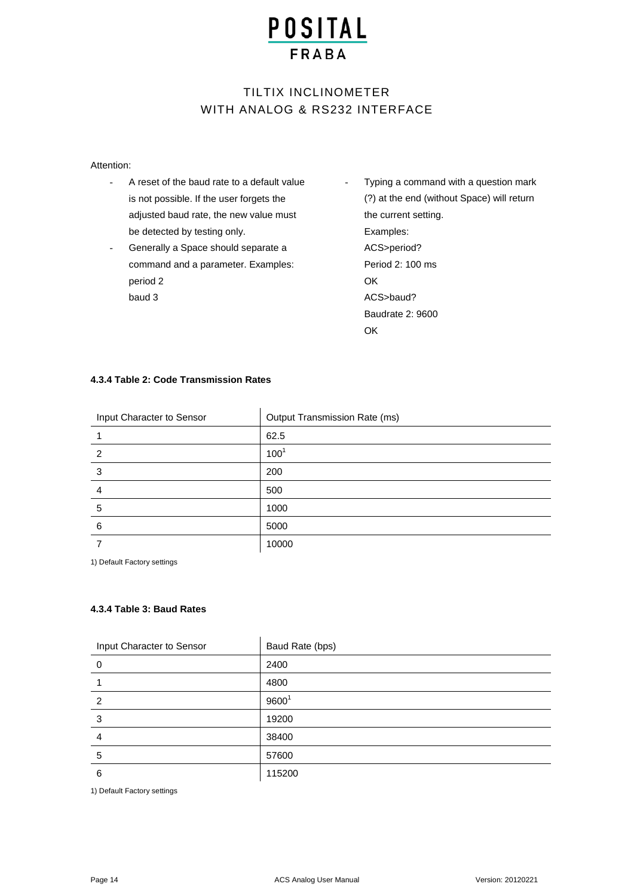Attention:

- A reset of the baud rate to a default value is not possible. If the user forgets the adjusted baud rate, the new value must be detected by testing only.
- Generally a Space should separate a command and a parameter. Examples:
  period 2
  baud 3
- Typing a command with a question mark (?) at the end (without Space) will return the current setting.
  Examples:
  ACS>period?
  Period 2: 100 ms
  OK
  ACS>baud?
  Baudrate 2: 9600
  OK

**4.3.4 Table 2: Code Transmission Rates**

| Input Character to Sensor | Output Transmission Rate (ms) |
|---|---|
| 1 | 62.5 |
| 2 | 100[1] |
| 3 | 200 |
| 4 | 500 |
| 5 | 1000 |
| 6 | 5000 |
| 7 | 10000 |

1) Default Factory settings

**4.3.4 Table 3: Baud Rates**

| Input Character to Sensor | Baud Rate (bps) |
|---|---|
| 0 | 2400 |
| 1 | 4800 |
| 2 | 9600[1] |
| 3 | 19200 |
| 4 | 38400 |
| 5 | 57600 |
| 6 | 115200 |

1) Default Factory settings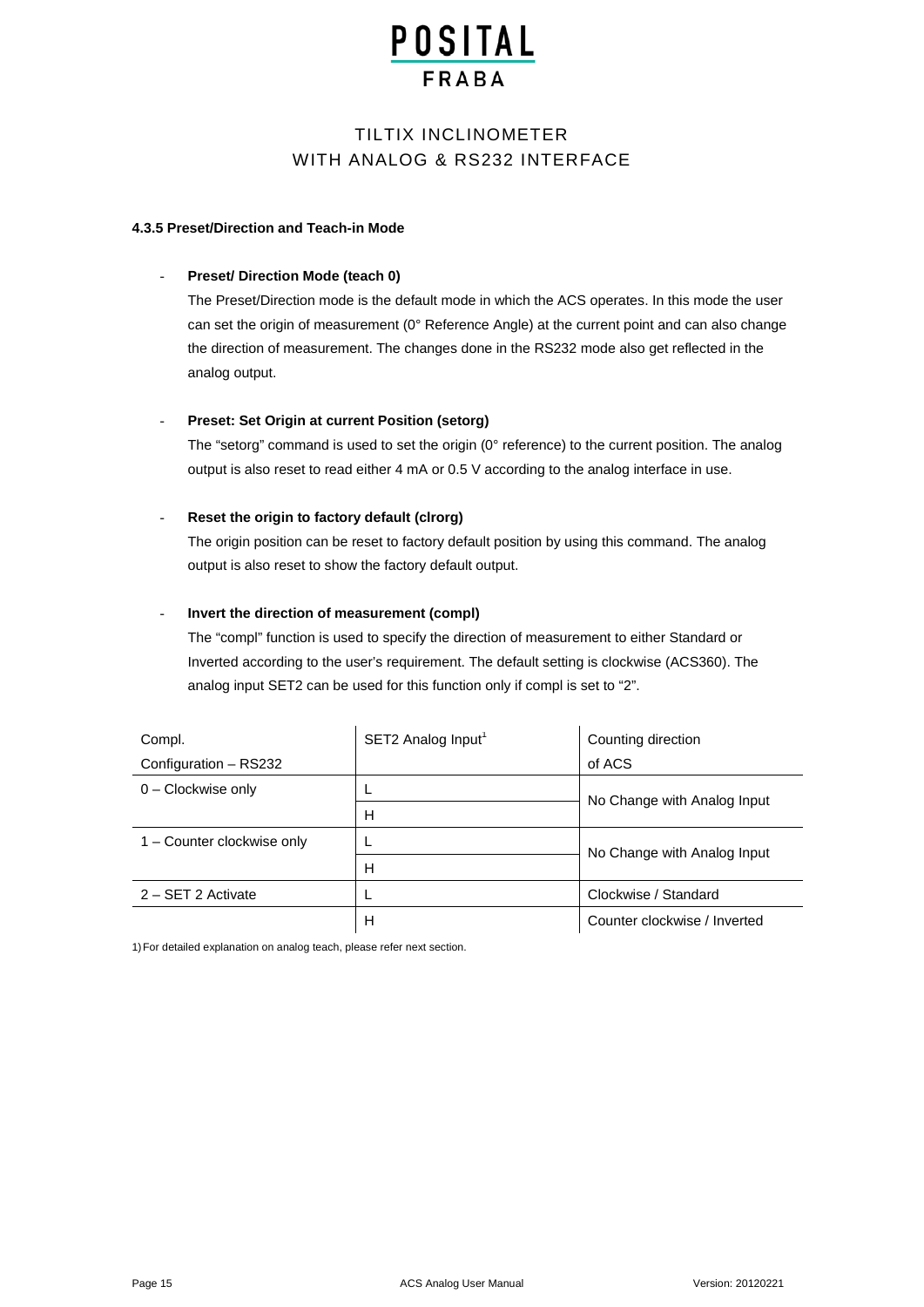#### 4.3.5 Preset/Direction and Teach-in Mode

- **Preset/ Direction Mode (teach 0)**

  The Preset/Direction mode is the default mode in which the ACS operates. In this mode the user can set the origin of measurement (0° Reference Angle) at the current point and can also change the direction of measurement. The changes done in the RS232 mode also get reflected in the analog output.

- **Preset: Set Origin at current Position (setorg)**

  The “setorg” command is used to set the origin (0° reference) to the current position. The analog output is also reset to read either 4 mA or 0.5 V according to the analog interface in use.

- **Reset the origin to factory default (clrorg)**

  The origin position can be reset to factory default position by using this command. The analog output is also reset to show the factory default output.

- **Invert the direction of measurement (compl)**

  The “compl” function is used to specify the direction of measurement to either Standard or Inverted according to the user’s requirement. The default setting is clockwise (ACS360). The analog input SET2 can be used for this function only if compl is set to “2”.

| Compl. Configuration – RS232 | SET2 Analog Input[1] | Counting direction of ACS |
|---|---|---|
| 0 – Clockwise only | L | No Change with Analog Input |
| | H | |
| 1 – Counter clockwise only | L | No Change with Analog Input |
| | H | |
| 2 – SET 2 Activate | L | Clockwise / Standard |
| | H | Counter clockwise / Inverted |

1) For detailed explanation on analog teach, please refer next section.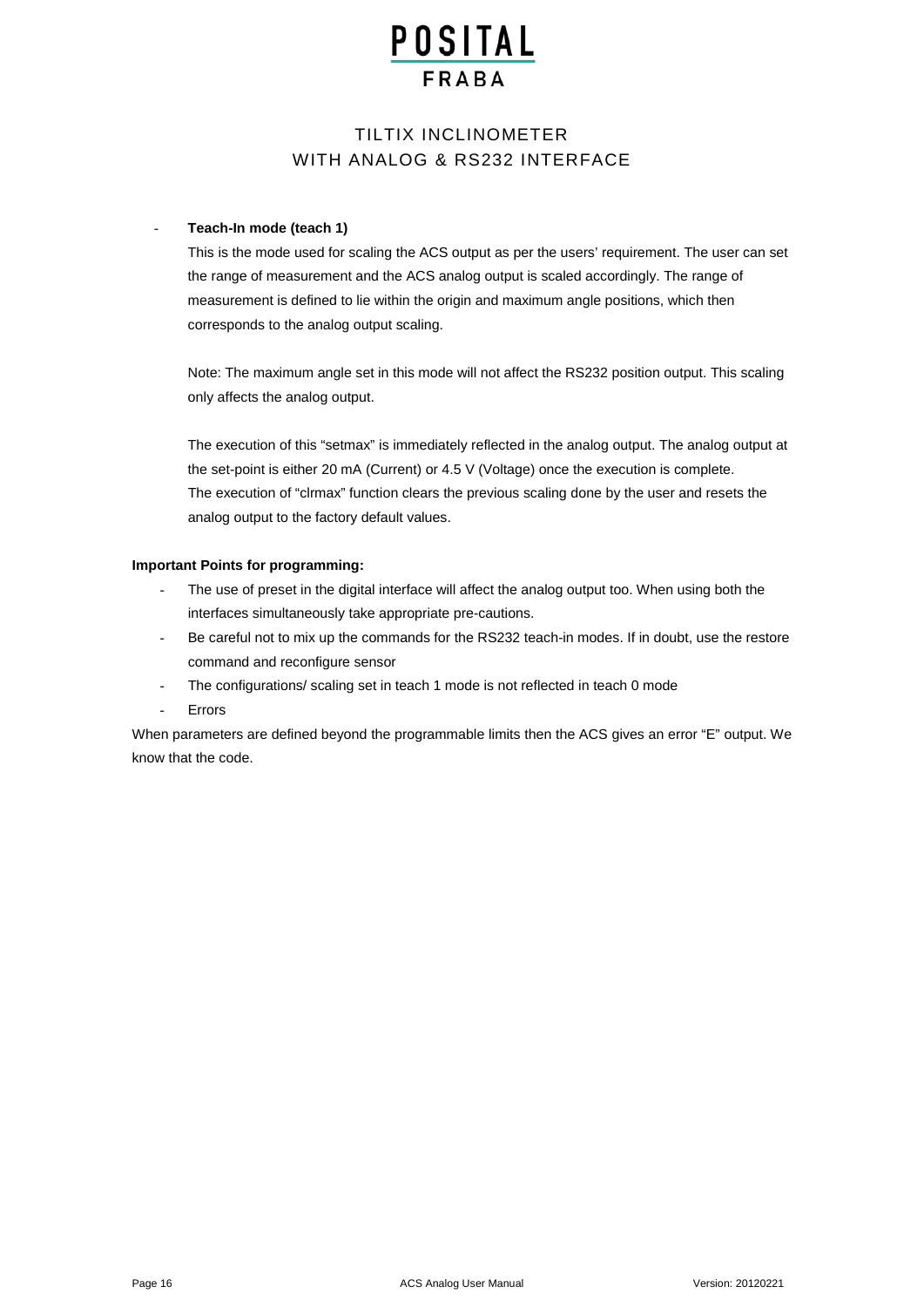- **Teach-In mode (teach 1)**

  This is the mode used for scaling the ACS output as per the users' requirement. The user can set the range of measurement and the ACS analog output is scaled accordingly. The range of measurement is defined to lie within the origin and maximum angle positions, which then corresponds to the analog output scaling.

  Note: The maximum angle set in this mode will not affect the RS232 position output. This scaling only affects the analog output.

  The execution of this "setmax" is immediately reflected in the analog output. The analog output at the set-point is either 20 mA (Current) or 4.5 V (Voltage) once the execution is complete.
  The execution of "clrmax" function clears the previous scaling done by the user and resets the analog output to the factory default values.

**Important Points for programming:**

- The use of preset in the digital interface will affect the analog output too. When using both the interfaces simultaneously take appropriate pre-cautions.
- Be careful not to mix up the commands for the RS232 teach-in modes. If in doubt, use the restore command and reconfigure sensor
- The configurations/ scaling set in teach 1 mode is not reflected in teach 0 mode
- Errors

When parameters are defined beyond the programmable limits then the ACS gives an error "E" output. We know that the code.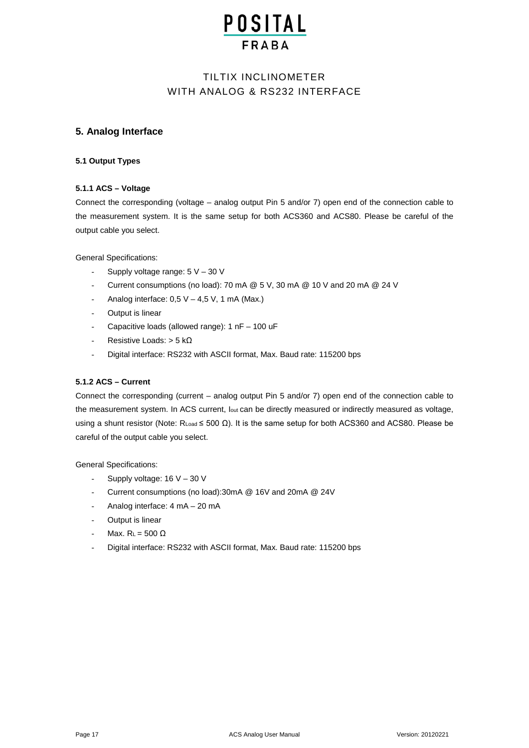## 5. Analog Interface

### 5.1 Output Types

#### 5.1.1 ACS – Voltage

Connect the corresponding (voltage – analog output Pin 5 and/or 7) open end of the connection cable to the measurement system. It is the same setup for both ACS360 and ACS80. Please be careful of the output cable you select.

General Specifications:

- Supply voltage range: 5 V – 30 V
- Current consumptions (no load): 70 mA @ 5 V, 30 mA @ 10 V and 20 mA @ 24 V
- Analog interface: 0,5 V – 4,5 V, 1 mA (Max.)
- Output is linear
- Capacitive loads (allowed range): 1 nF – 100 uF
- Resistive Loads: > 5 kΩ
- Digital interface: RS232 with ASCII format, Max. Baud rate: 115200 bps

#### 5.1.2 ACS – Current

Connect the corresponding (current – analog output Pin 5 and/or 7) open end of the connection cable to the measurement system. In ACS current, $I_{out}$ can be directly measured or indirectly measured as voltage, using a shunt resistor (Note: $R_{Load} \leq 500\ \Omega$). It is the same setup for both ACS360 and ACS80. Please be careful of the output cable you select.

General Specifications:

- Supply voltage: 16 V – 30 V
- Current consumptions (no load):30mA @ 16V and 20mA @ 24V
- Analog interface: 4 mA – 20 mA
- Output is linear
- Max. $R_L = 500\ \Omega$
- Digital interface: RS232 with ASCII format, Max. Baud rate: 115200 bps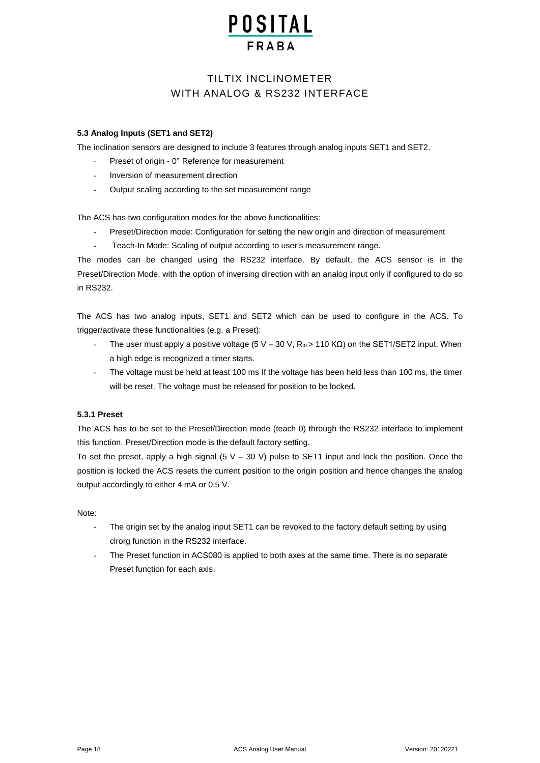### 5.3 Analog Inputs (SET1 and SET2)

The inclination sensors are designed to include 3 features through analog inputs SET1 and SET2.

- Preset of origin - 0° Reference for measurement
- Inversion of measurement direction
- Output scaling according to the set measurement range

The ACS has two configuration modes for the above functionalities:

- Preset/Direction mode: Configuration for setting the new origin and direction of measurement
- Teach-In Mode: Scaling of output according to user's measurement range.

The modes can be changed using the RS232 interface. By default, the ACS sensor is in the Preset/Direction Mode, with the option of inversing direction with an analog input only if configured to do so in RS232.

The ACS has two analog inputs, SET1 and SET2 which can be used to configure in the ACS. To trigger/activate these functionalities (e.g. a Preset):

- The user must apply a positive voltage (5 V – 30 V, $R_{in}$ > 110 KΩ) on the SET1/SET2 input. When a high edge is recognized a timer starts.
- The voltage must be held at least 100 ms If the voltage has been held less than 100 ms, the timer will be reset. The voltage must be released for position to be locked.

#### 5.3.1 Preset

The ACS has to be set to the Preset/Direction mode (teach 0) through the RS232 interface to implement this function. Preset/Direction mode is the default factory setting.

To set the preset, apply a high signal (5 V – 30 V) pulse to SET1 input and lock the position. Once the position is locked the ACS resets the current position to the origin position and hence changes the analog output accordingly to either 4 mA or 0.5 V.

Note:

- The origin set by the analog input SET1 can be revoked to the factory default setting by using clrorg function in the RS232 interface.
- The Preset function in ACS080 is applied to both axes at the same time. There is no separate Preset function for each axis.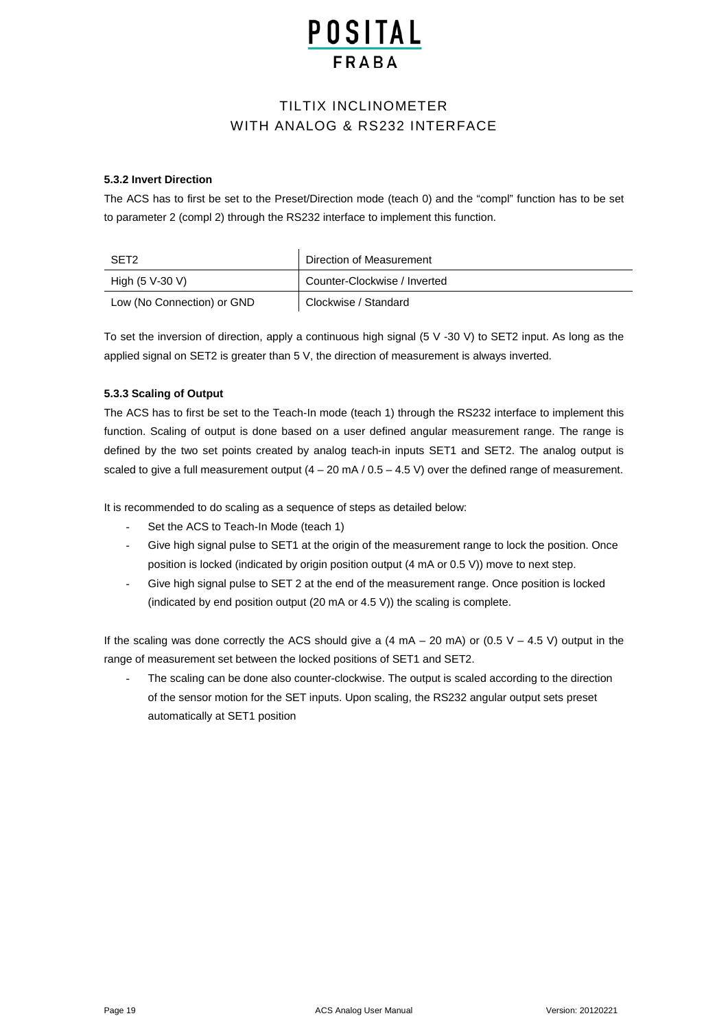#### 5.3.2 Invert Direction

The ACS has to first be set to the Preset/Direction mode (teach 0) and the “compl” function has to be set to parameter 2 (compl 2) through the RS232 interface to implement this function.

| SET2 | Direction of Measurement |
|---|---|
| High (5 V-30 V) | Counter-Clockwise / Inverted |
| Low (No Connection) or GND | Clockwise / Standard |

To set the inversion of direction, apply a continuous high signal (5 V -30 V) to SET2 input. As long as the applied signal on SET2 is greater than 5 V, the direction of measurement is always inverted.

#### 5.3.3 Scaling of Output

The ACS has to first be set to the Teach-In mode (teach 1) through the RS232 interface to implement this function. Scaling of output is done based on a user defined angular measurement range. The range is defined by the two set points created by analog teach-in inputs SET1 and SET2. The analog output is scaled to give a full measurement output (4 – 20 mA / 0.5 – 4.5 V) over the defined range of measurement.

It is recommended to do scaling as a sequence of steps as detailed below:

- Set the ACS to Teach-In Mode (teach 1)
- Give high signal pulse to SET1 at the origin of the measurement range to lock the position. Once position is locked (indicated by origin position output (4 mA or 0.5 V)) move to next step.
- Give high signal pulse to SET 2 at the end of the measurement range. Once position is locked (indicated by end position output (20 mA or 4.5 V)) the scaling is complete.

If the scaling was done correctly the ACS should give a (4 mA – 20 mA) or (0.5 V – 4.5 V) output in the range of measurement set between the locked positions of SET1 and SET2.

- The scaling can be done also counter-clockwise. The output is scaled according to the direction of the sensor motion for the SET inputs. Upon scaling, the RS232 angular output sets preset automatically at SET1 position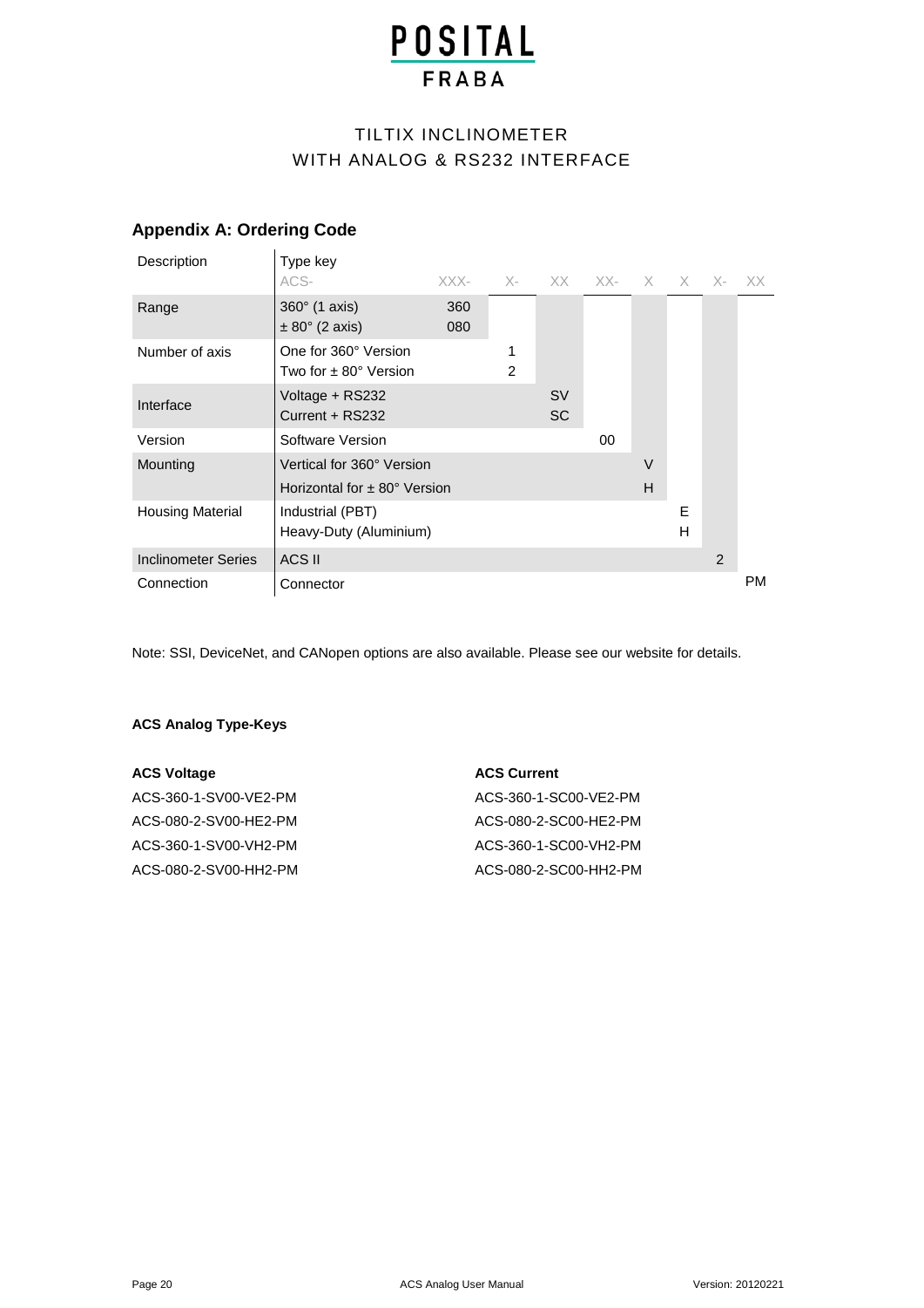POSITAL FRABA

TILTIX INCLINOMETER
WITH ANALOG & RS232 INTERFACE

## Appendix A: Ordering Code

| Description | Type key<br>ACS- | XXX- | X- | XX | XX- | X | X | X- | XX |
|---|---|---|---|---|---|---|---|---|---|
| Range | 360° (1 axis)<br>± 80° (2 axis) | 360<br>080 | | | | | | | |
| Number of axis | One for 360° Version<br>Two for ± 80° Version | | 1<br>2 | | | | | | |
| Interface | Voltage + RS232<br>Current + RS232 | | | SV<br>SC | | | | | |
| Version | Software Version | | | | 00 | | | | |
| Mounting | Vertical for 360° Version<br>Horizontal for ± 80° Version | | | | | V<br>H | | | |
| Housing Material | Industrial (PBT)<br>Heavy-Duty (Aluminium) | | | | | | E<br>H | | |
| Inclinometer Series | ACS II | | | | | | | 2 | |
| Connection | Connector | | | | | | | | PM |

Note: SSI, DeviceNet, and CANopen options are also available. Please see our website for details.

**ACS Analog Type-Keys**

**ACS Voltage**

ACS-360-1-SV00-VE2-PM
ACS-080-2-SV00-HE2-PM
ACS-360-1-SV00-VH2-PM
ACS-080-2-SV00-HH2-PM

**ACS Current**

ACS-360-1-SC00-VE2-PM
ACS-080-2-SC00-HE2-PM
ACS-360-1-SC00-VH2-PM
ACS-080-2-SC00-HH2-PM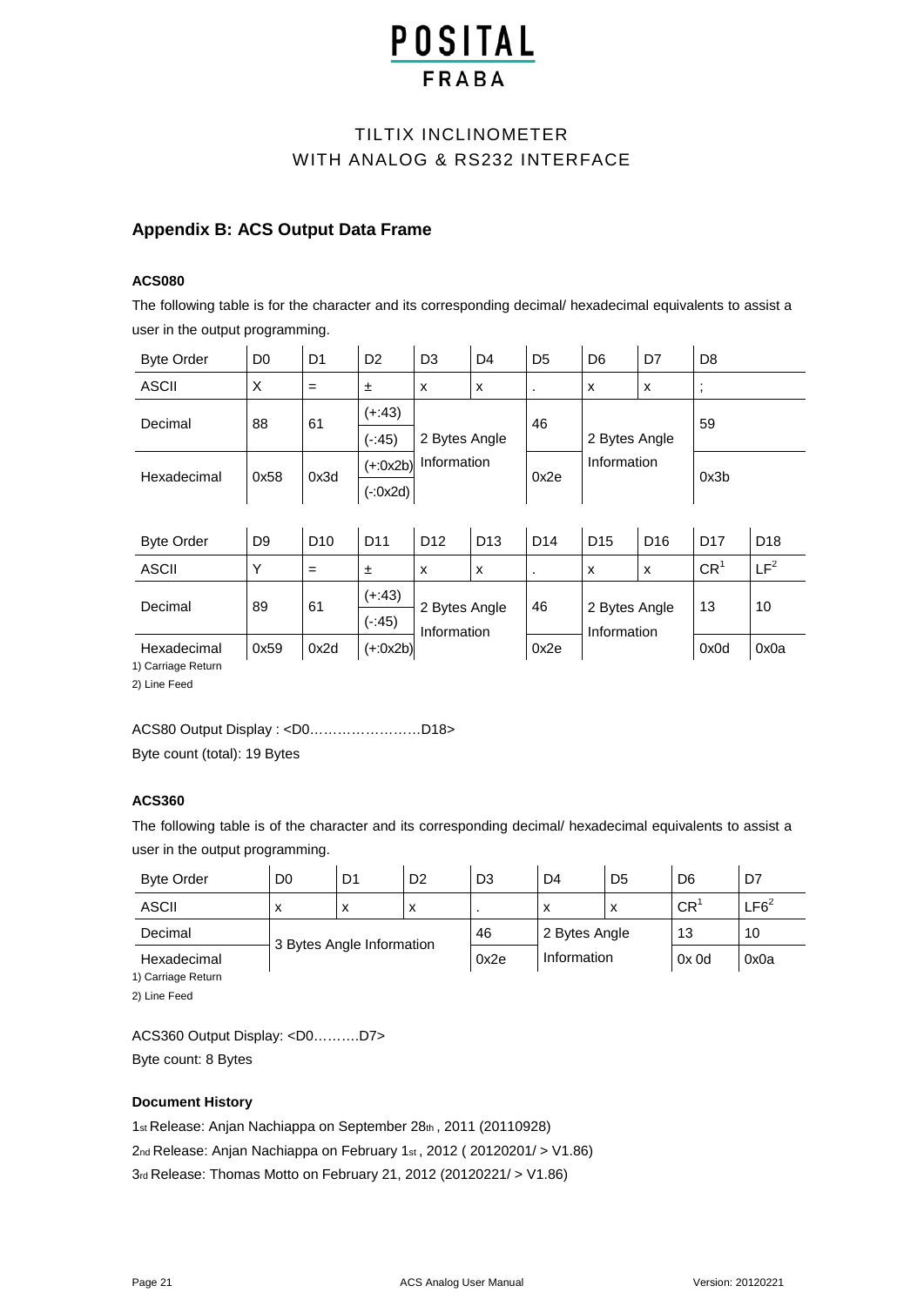# TILTIX INCLINOMETER
# WITH ANALOG & RS232 INTERFACE

## Appendix B: ACS Output Data Frame

### ACS080

The following table is for the character and its corresponding decimal/ hexadecimal equivalents to assist a user in the output programming.

| Byte Order | D0 | D1 | D2 | D3 | D4 | D5 | D6 | D7 | D8 |
|---|---|---|---|---|---|---|---|---|---|
| ASCII | X | = | ± | x | x | . | x | x | ; |
| Decimal | 88 | 61 | (+:43)<br>(-:45) | 2 Bytes Angle Information | | 46 | 2 Bytes Angle Information | | 59 |
| Hexadecimal | 0x58 | 0x3d | (+:0x2b)<br>(-:0x2d) | | | 0x2e | | | 0x3b |

| Byte Order | D9 | D10 | D11 | D12 | D13 | D14 | D15 | D16 | D17 | D18 |
|---|---|---|---|---|---|---|---|---|---|---|
| ASCII | Y | = | ± | x | x | . | x | x | CR[1] | LF[2] |
| Decimal | 89 | 61 | (+:43)<br>(-:45) | 2 Bytes Angle Information | | 46 | 2 Bytes Angle Information | | 13 | 10 |
| Hexadecimal | 0x59 | 0x2d | (+:0x2b) | | | 0x2e | | | 0x0d | 0x0a |

1) Carriage Return
2) Line Feed

ACS80 Output Display : <D0……………………D18>

Byte count (total): 19 Bytes

### ACS360

The following table is of the character and its corresponding decimal/ hexadecimal equivalents to assist a user in the output programming.

| Byte Order | D0 | D1 | D2 | D3 | D4 | D5 | D6 | D7 |
|---|---|---|---|---|---|---|---|---|
| ASCII | x | x | x | . | x | x | CR[1] | LF6[2] |
| Decimal | 3 Bytes Angle Information | | | 46 | 2 Bytes Angle Information | | 13 | 10 |
| Hexadecimal | | | | 0x2e | | | 0x 0d | 0x0a |

1) Carriage Return
2) Line Feed

ACS360 Output Display: <D0……….D7>

Byte count: 8 Bytes

### Document History

1st Release: Anjan Nachiappa on September 28th , 2011 (20110928)

2nd Release: Anjan Nachiappa on February 1st , 2012 ( 20120201/ > V1.86)

3rd Release: Thomas Motto on February 21, 2012 (20120221/ > V1.86)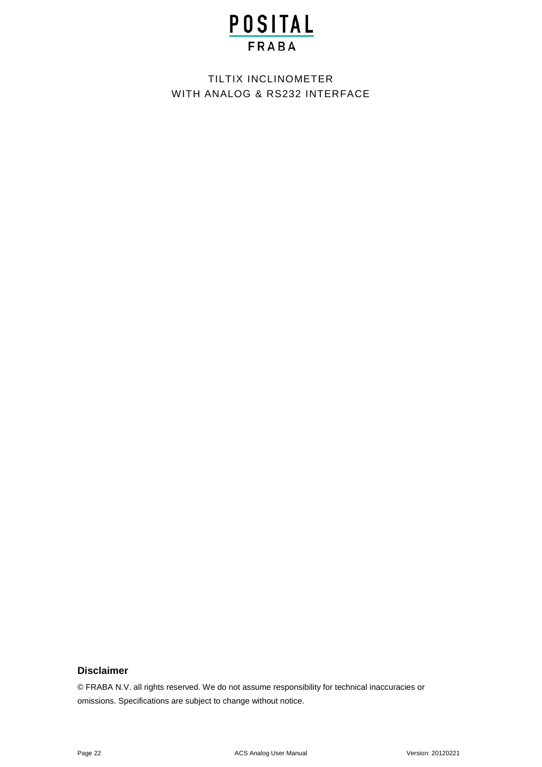POSITAL
FRABA

TILTIX INCLINOMETER
WITH ANALOG & RS232 INTERFACE

**Disclaimer**

© FRABA N.V. all rights reserved. We do not assume responsibility for technical inaccuracies or omissions. Specifications are subject to change without notice.